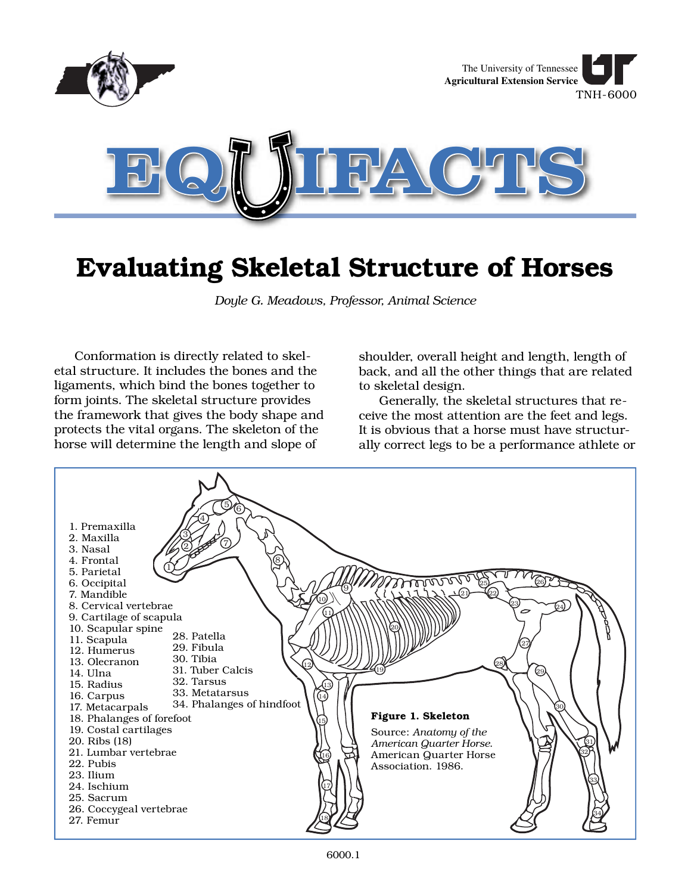The University of Tennessee
**Agricultural Extension Service**
TNH-6000

# EQUIFACTS

# Evaluating Skeletal Structure of Horses

*Doyle G. Meadows, Professor, Animal Science*

Conformation is directly related to skeletal structure. It includes the bones and the ligaments, which bind the bones together to form joints. The skeletal structure provides the framework that gives the body shape and protects the vital organs. The skeleton of the horse will determine the length and slope of shoulder, overall height and length, length of back, and all the other things that are related to skeletal design.

Generally, the skeletal structures that receive the most attention are the feet and legs. It is obvious that a horse must have structurally correct legs to be a performance athlete or

1. Premaxilla
2. Maxilla
3. Nasal
4. Frontal
5. Parietal
6. Occipital
7. Mandible
8. Cervical vertebrae
9. Cartilage of scapula
10. Scapular spine
11. Scapula
12. Humerus
13. Olecranon
14. Ulna
15. Radius
16. Carpus
17. Metacarpals
18. Phalanges of forefoot
19. Costal cartilages
20. Ribs (18)
21. Lumbar vertebrae
22. Pubis
23. Ilium
24. Ischium
25. Sacrum
26. Coccygeal vertebrae
27. Femur
28. Patella
29. Fibula
30. Tibia
31. Tuber Calcis
32. Tarsus
33. Metatarsus
34. Phalanges of hindfoot

**Figure 1. Skeleton**

Source: *Anatomy of the American Quarter Horse.* American Quarter Horse Association. 1986.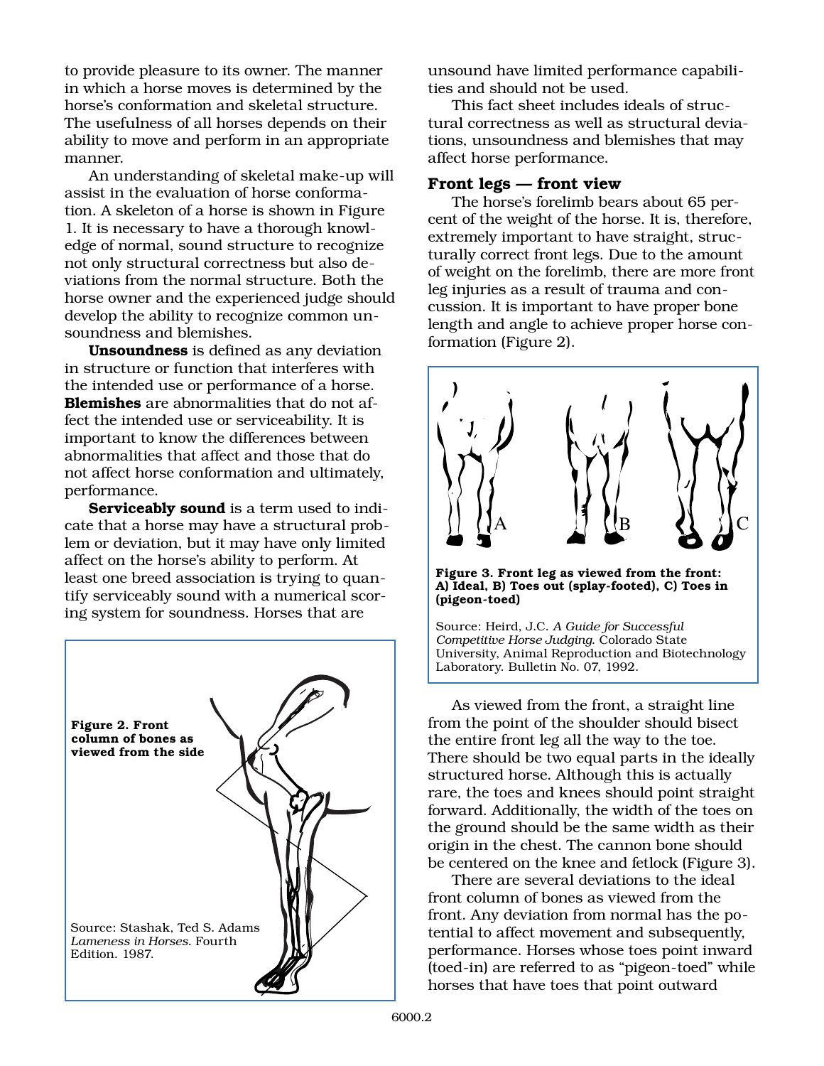to provide pleasure to its owner. The manner in which a horse moves is determined by the horse's conformation and skeletal structure. The usefulness of all horses depends on their ability to move and perform in an appropriate manner.

An understanding of skeletal make-up will assist in the evaluation of horse conformation. A skeleton of a horse is shown in Figure 1. It is necessary to have a thorough knowledge of normal, sound structure to recognize not only structural correctness but also deviations from the normal structure. Both the horse owner and the experienced judge should develop the ability to recognize common unsoundness and blemishes.

**Unsoundness** is defined as any deviation in structure or function that interferes with the intended use or performance of a horse. **Blemishes** are abnormalities that do not affect the intended use or serviceability. It is important to know the differences between abnormalities that affect and those that do not affect horse conformation and ultimately, performance.

**Serviceably sound** is a term used to indicate that a horse may have a structural problem or deviation, but it may have only limited affect on the horse's ability to perform. At least one breed association is trying to quantify serviceably sound with a numerical scoring system for soundness. Horses that are unsound have limited performance capabilities and should not be used.

**Figure 2. Front column of bones as viewed from the side**

Source: Stashak, Ted S. Adams *Lameness in Horses*. Fourth Edition. 1987.

This fact sheet includes ideals of structural correctness as well as structural deviations, unsoundness and blemishes that may affect horse performance.

## Front legs — front view

The horse's forelimb bears about 65 percent of the weight of the horse. It is, therefore, extremely important to have straight, structurally correct front legs. Due to the amount of weight on the forelimb, there are more front leg injuries as a result of trauma and concussion. It is important to have proper bone length and angle to achieve proper horse conformation (Figure 2).

**Figure 3. Front leg as viewed from the front: A) Ideal, B) Toes out (splay-footed), C) Toes in (pigeon-toed)**

Source: Heird, J.C. *A Guide for Successful Competitive Horse Judging*. Colorado State University, Animal Reproduction and Biotechnology Laboratory. Bulletin No. 07, 1992.

As viewed from the front, a straight line from the point of the shoulder should bisect the entire front leg all the way to the toe. There should be two equal parts in the ideally structured horse. Although this is actually rare, the toes and knees should point straight forward. Additionally, the width of the toes on the ground should be the same width as their origin in the chest. The cannon bone should be centered on the knee and fetlock (Figure 3).

There are several deviations to the ideal front column of bones as viewed from the front. Any deviation from normal has the potential to affect movement and subsequently, performance. Horses whose toes point inward (toed-in) are referred to as "pigeon-toed" while horses that have toes that point outward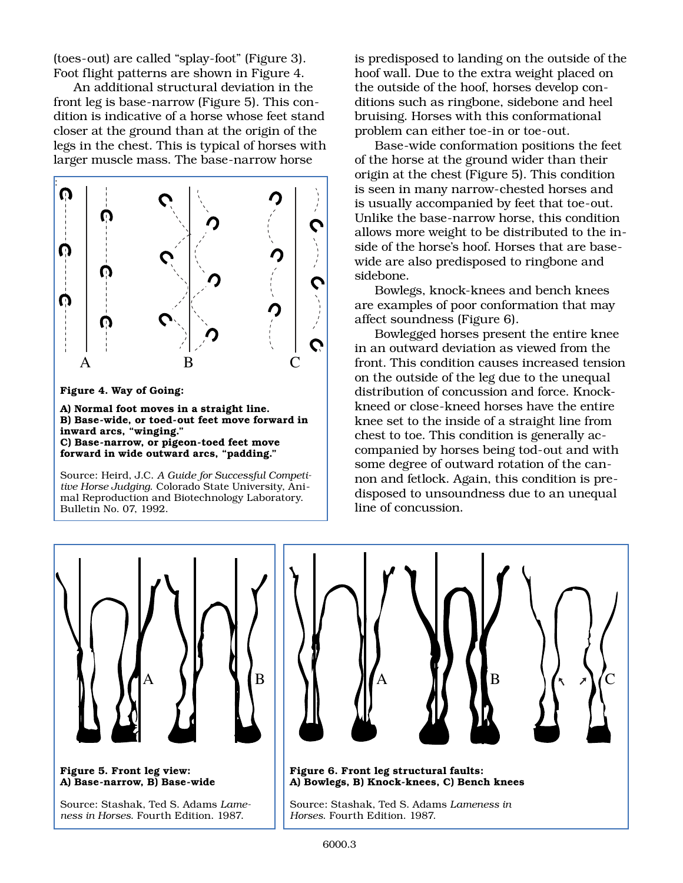(toes-out) are called "splay-foot" (Figure 3). Foot flight patterns are shown in Figure 4.

An additional structural deviation in the front leg is base-narrow (Figure 5). This condition is indicative of a horse whose feet stand closer at the ground than at the origin of the legs in the chest. This is typical of horses with larger muscle mass. The base-narrow horse is predisposed to landing on the outside of the hoof wall. Due to the extra weight placed on the outside of the hoof, horses develop conditions such as ringbone, sidebone and heel bruising. Horses with this conformational problem can either toe-in or toe-out.

Base-wide conformation positions the feet of the horse at the ground wider than their origin at the chest (Figure 5). This condition is seen in many narrow-chested horses and is usually accompanied by feet that toe-out. Unlike the base-narrow horse, this condition allows more weight to be distributed to the inside of the horse's hoof. Horses that are base-wide are also predisposed to ringbone and sidebone.

Bowlegs, knock-knees and bench knees are examples of poor conformation that may affect soundness (Figure 6).

Bowlegged horses present the entire knee in an outward deviation as viewed from the front. This condition causes increased tension on the outside of the leg due to the unequal distribution of concussion and force. Knock-kneed or close-kneed horses have the entire knee set to the inside of a straight line from chest to toe. This condition is generally accompanied by horses being tod-out and with some degree of outward rotation of the cannon and fetlock. Again, this condition is predisposed to unsoundness due to an unequal line of concussion.

**Figure 4. Way of Going:**

**A) Normal foot moves in a straight line.**
**B) Base-wide, or toed-out feet move forward in inward arcs, "winging."**
**C) Base-narrow, or pigeon-toed feet move forward in wide outward arcs, "padding."**

Source: Heird, J.C. *A Guide for Successful Competitive Horse Judging*. Colorado State University, Animal Reproduction and Biotechnology Laboratory. Bulletin No. 07, 1992.

**Figure 5. Front leg view:**
**A) Base-narrow, B) Base-wide**

Source: Stashak, Ted S. Adams *Lameness in Horses.* Fourth Edition. 1987.

**Figure 6. Front leg structural faults:**
**A) Bowlegs, B) Knock-knees, C) Bench knees**

Source: Stashak, Ted S. Adams *Lameness in Horses*. Fourth Edition. 1987.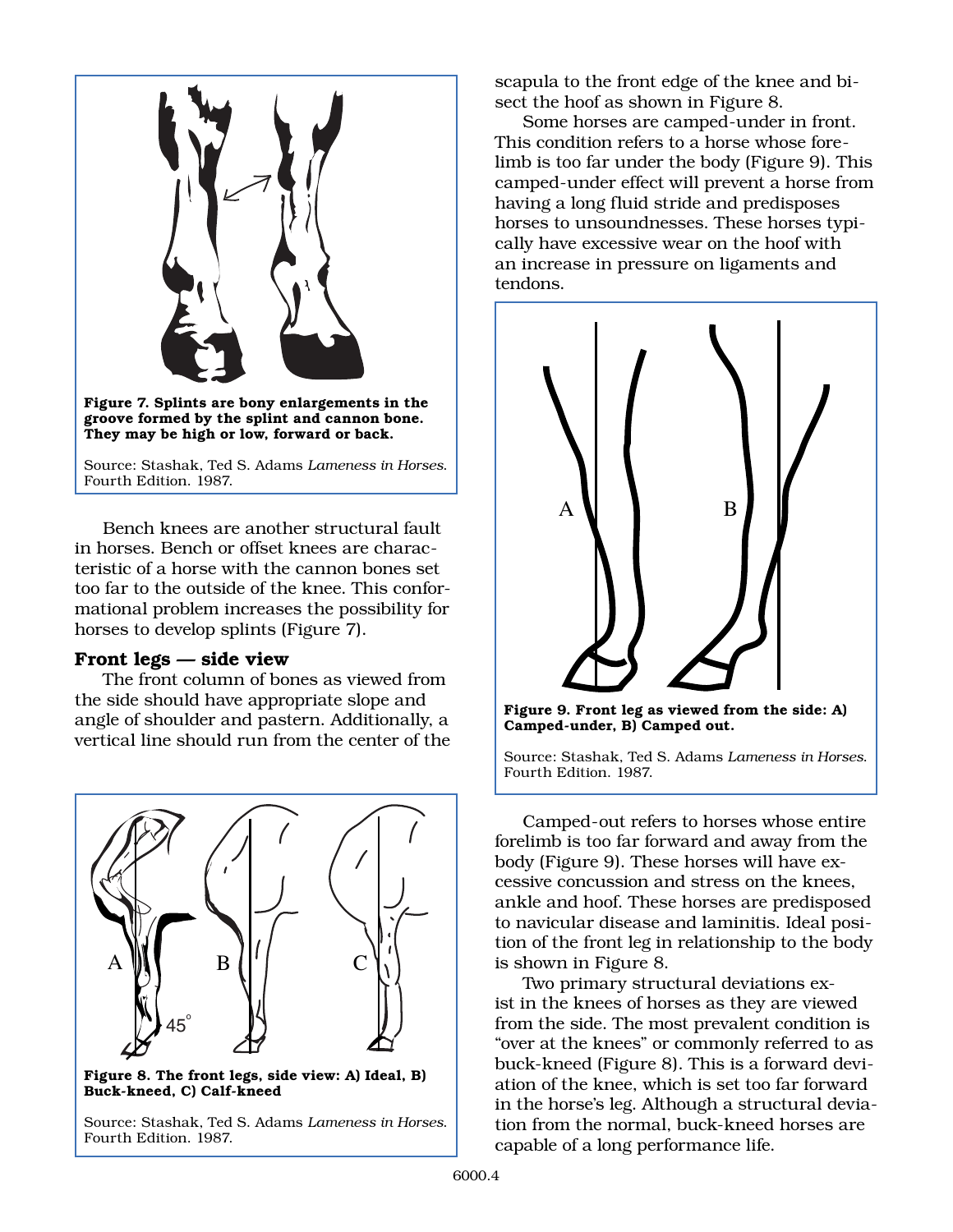**Figure 7. Splints are bony enlargements in the groove formed by the splint and cannon bone. They may be high or low, forward or back.**

Source: Stashak, Ted S. Adams *Lameness in Horses.* Fourth Edition. 1987.

Bench knees are another structural fault in horses. Bench or offset knees are characteristic of a horse with the cannon bones set too far to the outside of the knee. This conformational problem increases the possibility for horses to develop splints (Figure 7).

### Front legs — side view

The front column of bones as viewed from the side should have appropriate slope and angle of shoulder and pastern. Additionally, a vertical line should run from the center of the scapula to the front edge of the knee and bisect the hoof as shown in Figure 8.

**Figure 8. The front legs, side view: A) Ideal, B) Buck-kneed, C) Calf-kneed**

Source: Stashak, Ted S. Adams *Lameness in Horses.* Fourth Edition. 1987.

Some horses are camped-under in front. This condition refers to a horse whose forelimb is too far under the body (Figure 9). This camped-under effect will prevent a horse from having a long fluid stride and predisposes horses to unsoundnesses. These horses typically have excessive wear on the hoof with an increase in pressure on ligaments and tendons.

**Figure 9. Front leg as viewed from the side: A) Camped-under, B) Camped out.**

Source: Stashak, Ted S. Adams *Lameness in Horses.* Fourth Edition. 1987.

Camped-out refers to horses whose entire forelimb is too far forward and away from the body (Figure 9). These horses will have excessive concussion and stress on the knees, ankle and hoof. These horses are predisposed to navicular disease and laminitis. Ideal position of the front leg in relationship to the body is shown in Figure 8.

Two primary structural deviations exist in the knees of horses as they are viewed from the side. The most prevalent condition is "over at the knees" or commonly referred to as buck-kneed (Figure 8). This is a forward deviation of the knee, which is set too far forward in the horse's leg. Although a structural deviation from the normal, buck-kneed horses are capable of a long performance life.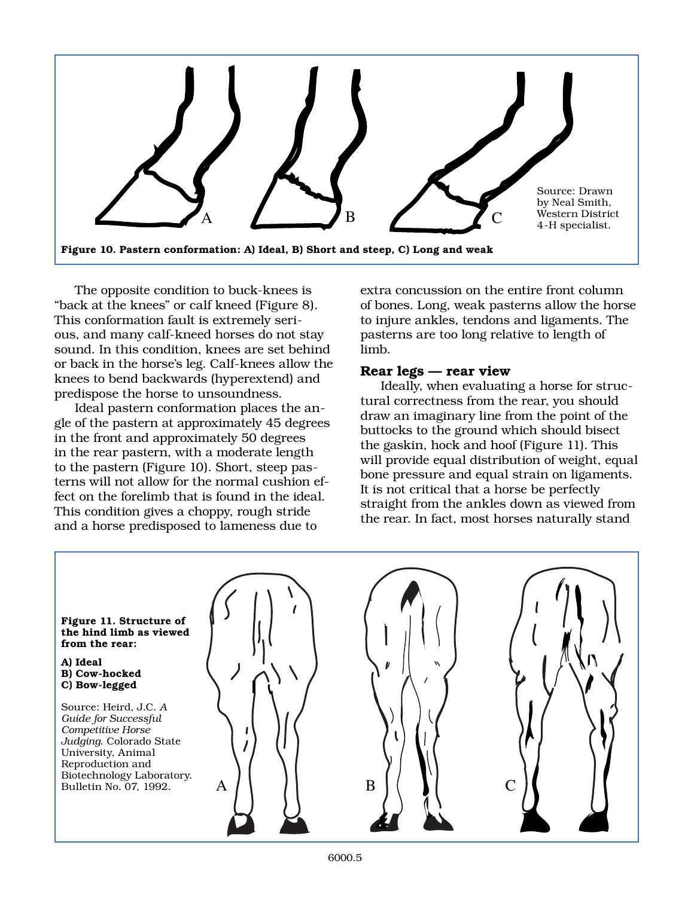Source: Drawn by Neal Smith, Western District 4-H specialist.

**Figure 10. Pastern conformation: A) Ideal, B) Short and steep, C) Long and weak**

The opposite condition to buck-knees is "back at the knees" or calf kneed (Figure 8). This conformation fault is extremely serious, and many calf-kneed horses do not stay sound. In this condition, knees are set behind or back in the horse's leg. Calf-knees allow the knees to bend backwards (hyperextend) and predispose the horse to unsoundness.

Ideal pastern conformation places the angle of the pastern at approximately 45 degrees in the front and approximately 50 degrees in the rear pastern, with a moderate length to the pastern (Figure 10). Short, steep pasterns will not allow for the normal cushion effect on the forelimb that is found in the ideal. This condition gives a choppy, rough stride and a horse predisposed to lameness due to extra concussion on the entire front column of bones. Long, weak pasterns allow the horse to injure ankles, tendons and ligaments. The pasterns are too long relative to length of limb.

### Rear legs — rear view

Ideally, when evaluating a horse for structural correctness from the rear, you should draw an imaginary line from the point of the buttocks to the ground which should bisect the gaskin, hock and hoof (Figure 11). This will provide equal distribution of weight, equal bone pressure and equal strain on ligaments. It is not critical that a horse be perfectly straight from the ankles down as viewed from the rear. In fact, most horses naturally stand

**Figure 11. Structure of the hind limb as viewed from the rear:**

**A) Ideal**
**B) Cow-hocked**
**C) Bow-legged**

Source: Heird, J.C. *A Guide for Successful Competitive Horse Judging.* Colorado State University, Animal Reproduction and Biotechnology Laboratory. Bulletin No. 07, 1992.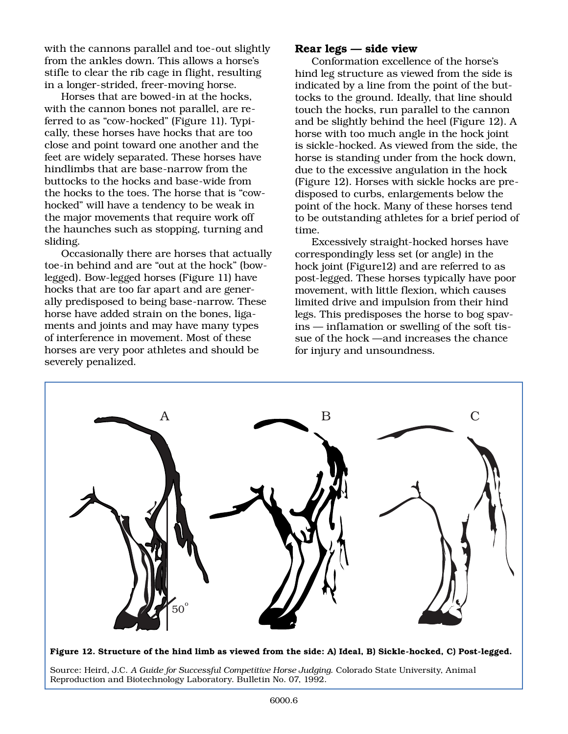with the cannons parallel and toe-out slightly from the ankles down. This allows a horse's stifle to clear the rib cage in flight, resulting in a longer-strided, freer-moving horse.

Horses that are bowed-in at the hocks, with the cannon bones not parallel, are referred to as "cow-hocked" (Figure 11). Typically, these horses have hocks that are too close and point toward one another and the feet are widely separated. These horses have hindlimbs that are base-narrow from the buttocks to the hocks and base-wide from the hocks to the toes. The horse that is "cow-hocked" will have a tendency to be weak in the major movements that require work off the haunches such as stopping, turning and sliding.

Occasionally there are horses that actually toe-in behind and are "out at the hock" (bow-legged). Bow-legged horses (Figure 11) have hocks that are too far apart and are generally predisposed to being base-narrow. These horse have added strain on the bones, ligaments and joints and may have many types of interference in movement. Most of these horses are very poor athletes and should be severely penalized.

### Rear legs — side view

Conformation excellence of the horse's hind leg structure as viewed from the side is indicated by a line from the point of the buttocks to the ground. Ideally, that line should touch the hocks, run parallel to the cannon and be slightly behind the heel (Figure 12). A horse with too much angle in the hock joint is sickle-hocked. As viewed from the side, the horse is standing under from the hock down, due to the excessive angulation in the hock (Figure 12). Horses with sickle hocks are predisposed to curbs, enlargements below the point of the hock. Many of these horses tend to be outstanding athletes for a brief period of time.

Excessively straight-hocked horses have correspondingly less set (or angle) in the hock joint (Figure12) and are referred to as post-legged. These horses typically have poor movement, with little flexion, which causes limited drive and impulsion from their hind legs. This predisposes the horse to bog spavins — inflamation or swelling of the soft tissue of the hock —and increases the chance for injury and unsoundness.

**Figure 12. Structure of the hind limb as viewed from the side: A) Ideal, B) Sickle-hocked, C) Post-legged.**

Source: Heird, J.C. *A Guide for Successful Competitive Horse Judging*. Colorado State University, Animal Reproduction and Biotechnology Laboratory. Bulletin No. 07, 1992.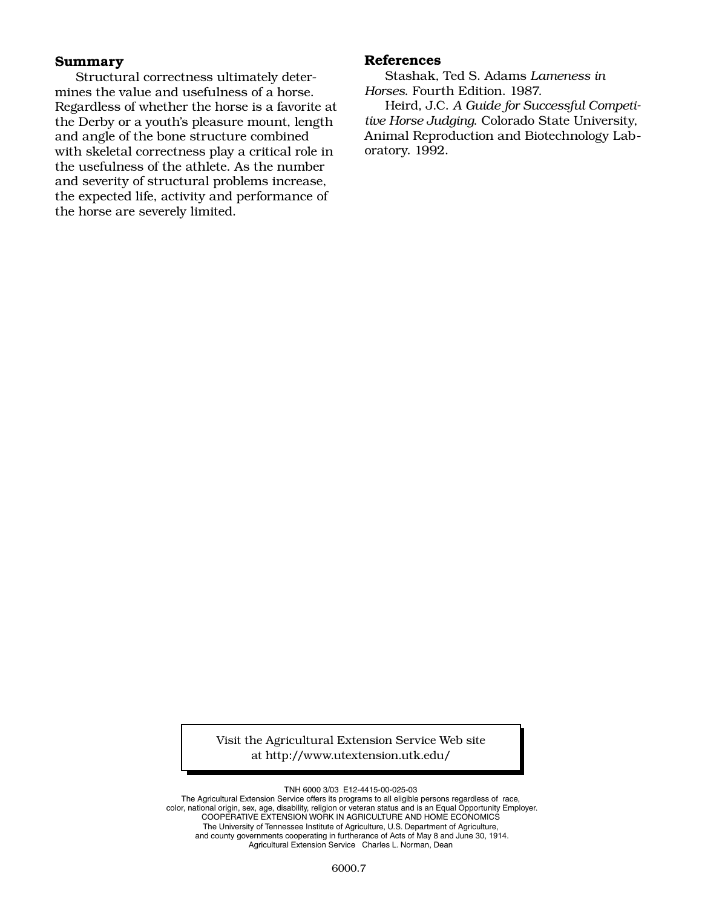## Summary

Structural correctness ultimately determines the value and usefulness of a horse. Regardless of whether the horse is a favorite at the Derby or a youth's pleasure mount, length and angle of the bone structure combined with skeletal correctness play a critical role in the usefulness of the athlete. As the number and severity of structural problems increase, the expected life, activity and performance of the horse are severely limited.

## References

Stashak, Ted S. Adams *Lameness in Horses.* Fourth Edition. 1987.

Heird, J.C. *A Guide for Successful Competitive Horse Judging.* Colorado State University, Animal Reproduction and Biotechnology Laboratory. 1992.

Visit the Agricultural Extension Service Web site
at http://www.utextension.utk.edu/

TNH 6000 3/03 E12-4415-00-025-03
The Agricultural Extension Service offers its programs to all eligible persons regardless of race, color, national origin, sex, age, disability, religion or veteran status and is an Equal Opportunity Employer.
COOPERATIVE EXTENSION WORK IN AGRICULTURE AND HOME ECONOMICS
The University of Tennessee Institute of Agriculture, U.S. Department of Agriculture, and county governments cooperating in furtherance of Acts of May 8 and June 30, 1914.
Agricultural Extension Service Charles L. Norman, Dean